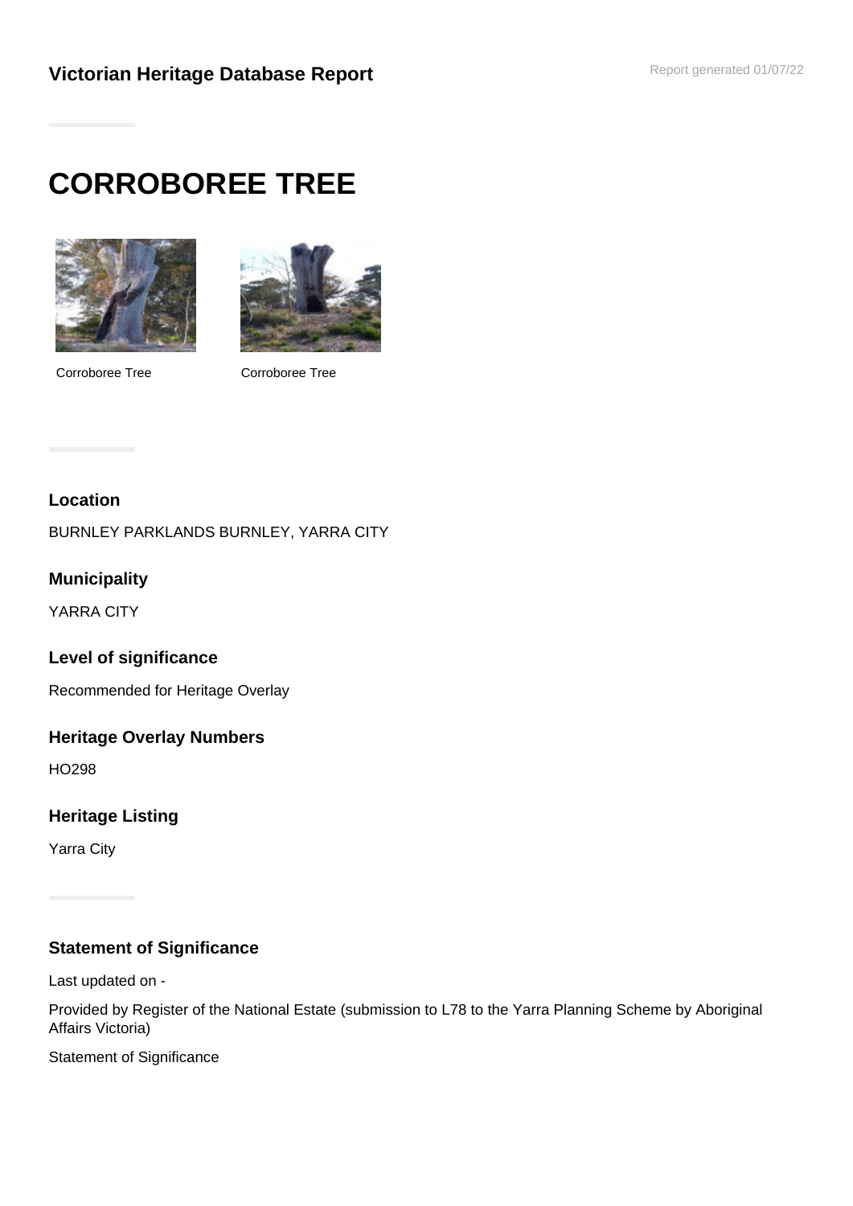**Victorian Heritage Database Report**

Report generated 01/07/22

# CORROBOREE TREE

Corroboree Tree

Corroboree Tree

## Location

BURNLEY PARKLANDS BURNLEY, YARRA CITY

## Municipality

YARRA CITY

## Level of significance

Recommended for Heritage Overlay

## Heritage Overlay Numbers

HO298

## Heritage Listing

Yarra City

## Statement of Significance

Last updated on -

Provided by Register of the National Estate (submission to L78 to the Yarra Planning Scheme by Aboriginal Affairs Victoria)

Statement of Significance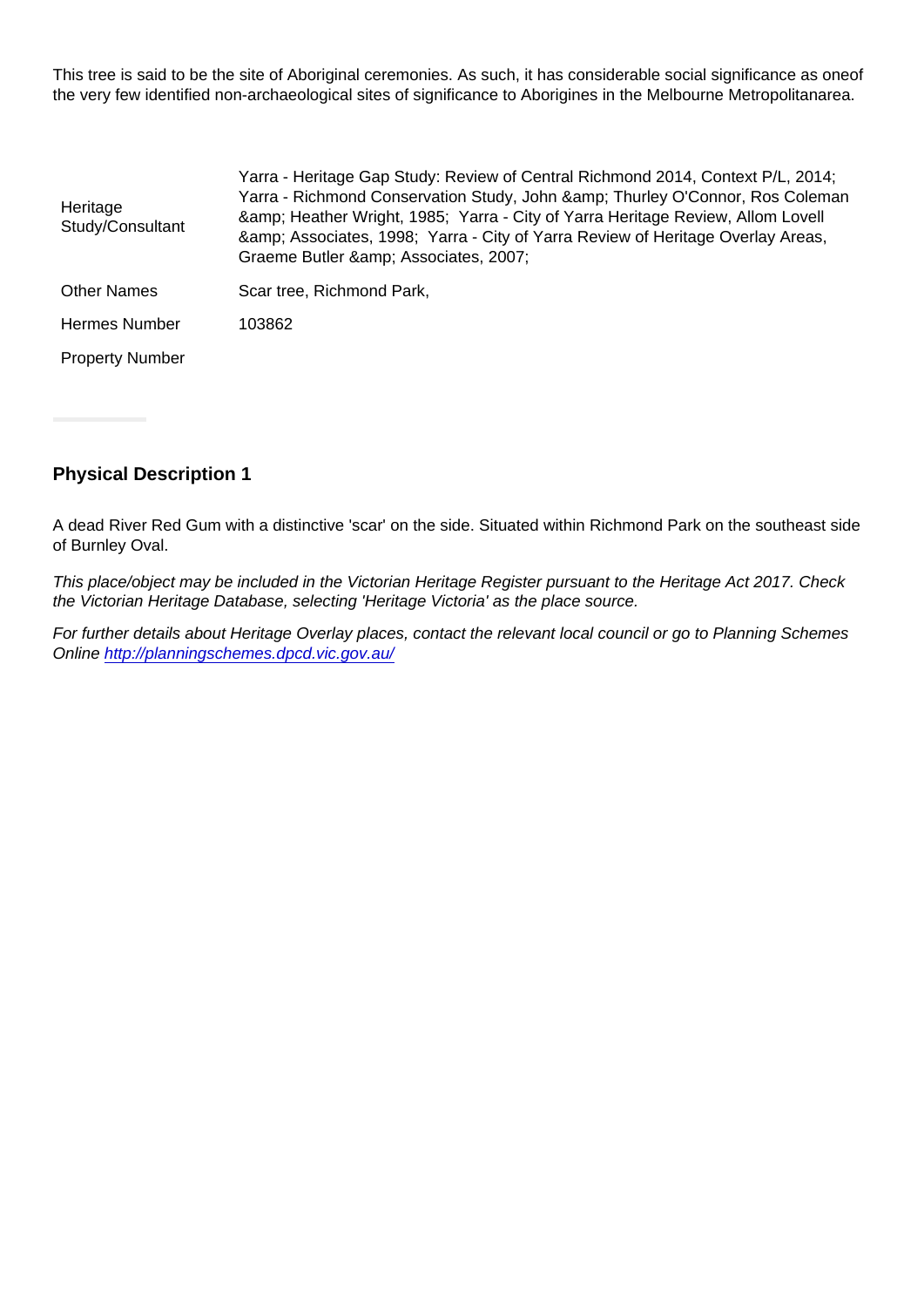This tree is said to be the site of Aboriginal ceremonies. As such, it has considerable social significance as oneof the very few identified non-archaeological sites of significance to Aborigines in the Melbourne Metropolitanarea.

| | |
|---|---|
| Heritage Study/Consultant | Yarra - Heritage Gap Study: Review of Central Richmond 2014, Context P/L, 2014; Yarra - Richmond Conservation Study, John &amp; Thurley O'Connor, Ros Coleman &amp; Heather Wright, 1985; Yarra - City of Yarra Heritage Review, Allom Lovell &amp; Associates, 1998; Yarra - City of Yarra Review of Heritage Overlay Areas, Graeme Butler &amp; Associates, 2007; |
| Other Names | Scar tree, Richmond Park, |
| Hermes Number | 103862 |
| Property Number | |

## Physical Description 1

A dead River Red Gum with a distinctive 'scar' on the side. Situated within Richmond Park on the southeast side of Burnley Oval.

*This place/object may be included in the Victorian Heritage Register pursuant to the Heritage Act 2017. Check the Victorian Heritage Database, selecting 'Heritage Victoria' as the place source.*

*For further details about Heritage Overlay places, contact the relevant local council or go to Planning Schemes Online [http://planningschemes.dpcd.vic.gov.au/](http://planningschemes.dpcd.vic.gov.au/)*